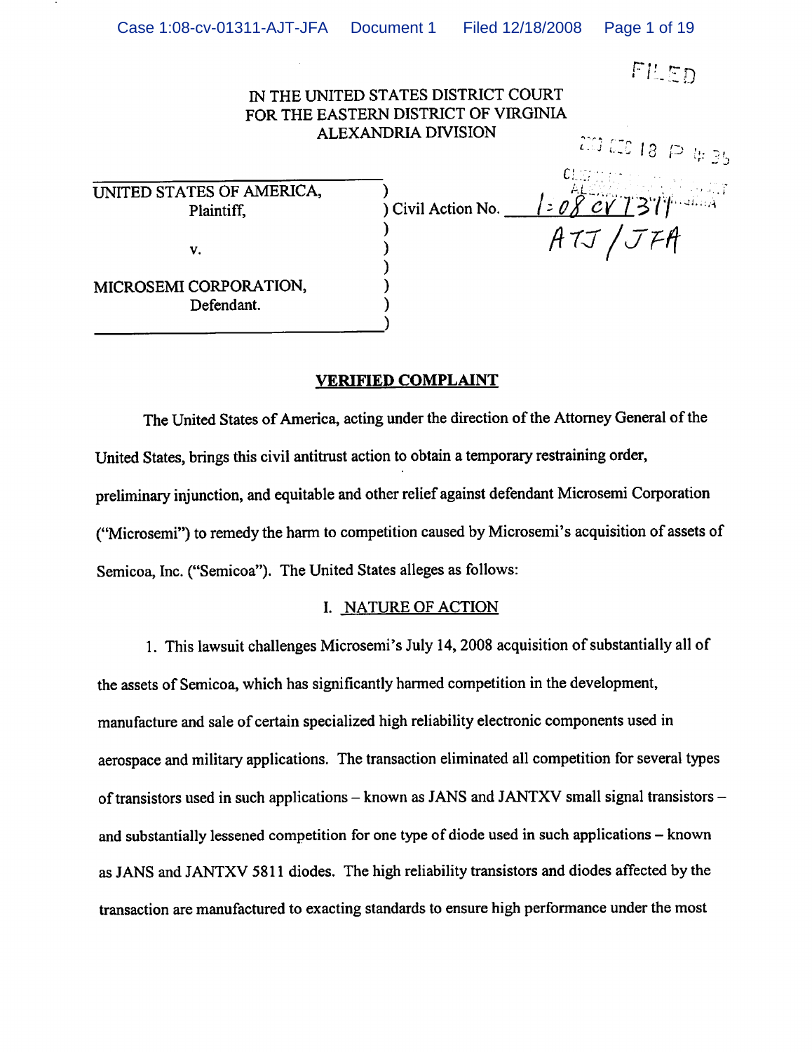FILED

IN THE UNITED STATES DISTRICT COURT
FOR THE EASTERN DISTRICT OF VIRGINIA
ALEXANDRIA DIVISION

| | | |
|---|---|---|
| UNITED STATES OF AMERICA, Plaintiff, | ) | Civil Action No. 1:08 CV 1311 ATJ / JFA |
| v. | ) | |
| MICROSEMI CORPORATION, Defendant. | ) | |

## VERIFIED COMPLAINT

The United States of America, acting under the direction of the Attorney General of the United States, brings this civil antitrust action to obtain a temporary restraining order, preliminary injunction, and equitable and other relief against defendant Microsemi Corporation ("Microsemi") to remedy the harm to competition caused by Microsemi's acquisition of assets of Semicoa, Inc. ("Semicoa"). The United States alleges as follows:

### I. NATURE OF ACTION

1. This lawsuit challenges Microsemi's July 14, 2008 acquisition of substantially all of the assets of Semicoa, which has significantly harmed competition in the development, manufacture and sale of certain specialized high reliability electronic components used in aerospace and military applications. The transaction eliminated all competition for several types of transistors used in such applications – known as JANS and JANTXV small signal transistors – and substantially lessened competition for one type of diode used in such applications – known as JANS and JANTXV 5811 diodes. The high reliability transistors and diodes affected by the transaction are manufactured to exacting standards to ensure high performance under the most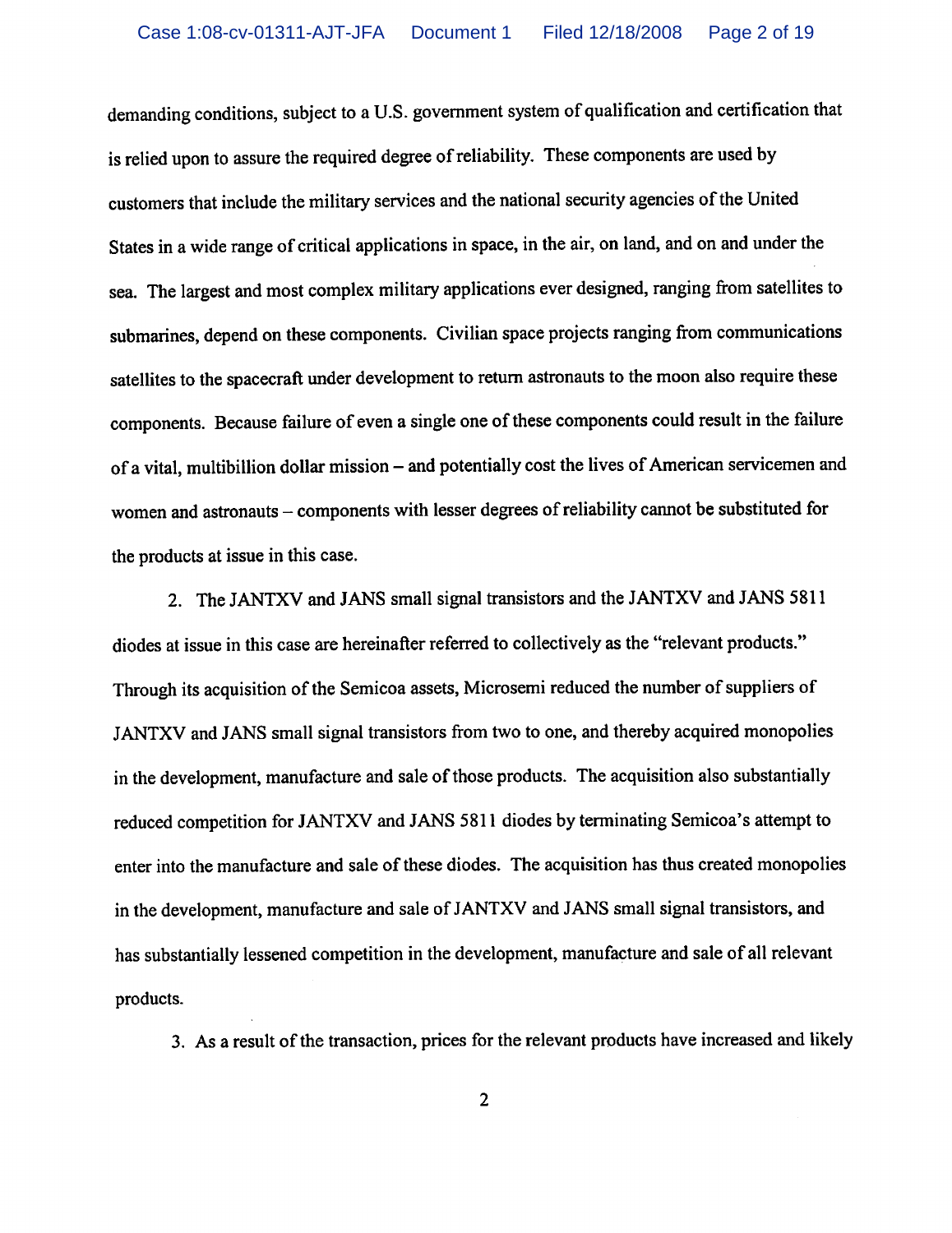demanding conditions, subject to a U.S. government system of qualification and certification that is relied upon to assure the required degree of reliability. These components are used by customers that include the military services and the national security agencies of the United States in a wide range of critical applications in space, in the air, on land, and on and under the sea. The largest and most complex military applications ever designed, ranging from satellites to submarines, depend on these components. Civilian space projects ranging from communications satellites to the spacecraft under development to return astronauts to the moon also require these components. Because failure of even a single one of these components could result in the failure of a vital, multibillion dollar mission – and potentially cost the lives of American servicemen and women and astronauts – components with lesser degrees of reliability cannot be substituted for the products at issue in this case.

2. The JANTXV and JANS small signal transistors and the JANTXV and JANS 5811 diodes at issue in this case are hereinafter referred to collectively as the "relevant products." Through its acquisition of the Semicoa assets, Microsemi reduced the number of suppliers of JANTXV and JANS small signal transistors from two to one, and thereby acquired monopolies in the development, manufacture and sale of those products. The acquisition also substantially reduced competition for JANTXV and JANS 5811 diodes by terminating Semicoa's attempt to enter into the manufacture and sale of these diodes. The acquisition has thus created monopolies in the development, manufacture and sale of JANTXV and JANS small signal transistors, and has substantially lessened competition in the development, manufacture and sale of all relevant products.

3. As a result of the transaction, prices for the relevant products have increased and likely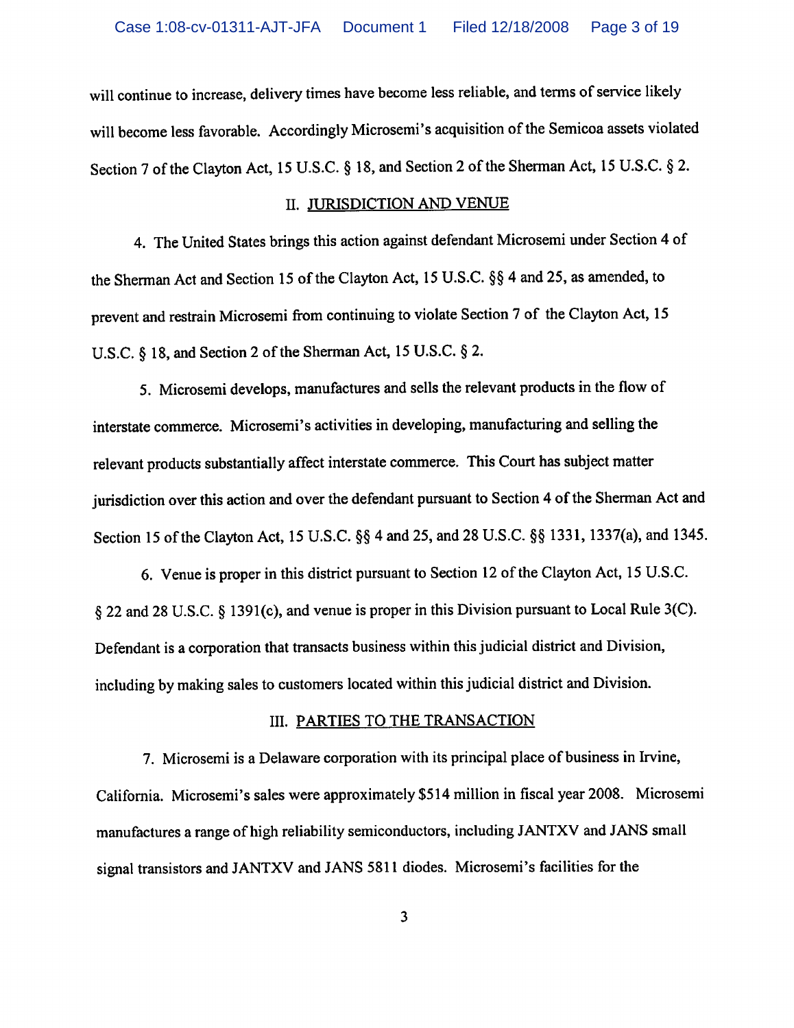will continue to increase, delivery times have become less reliable, and terms of service likely will become less favorable. Accordingly Microsemi's acquisition of the Semicoa assets violated Section 7 of the Clayton Act, 15 U.S.C. § 18, and Section 2 of the Sherman Act, 15 U.S.C. § 2.

## II. JURISDICTION AND VENUE

4. The United States brings this action against defendant Microsemi under Section 4 of the Sherman Act and Section 15 of the Clayton Act, 15 U.S.C. §§ 4 and 25, as amended, to prevent and restrain Microsemi from continuing to violate Section 7 of the Clayton Act, 15 U.S.C. § 18, and Section 2 of the Sherman Act, 15 U.S.C. § 2.

5. Microsemi develops, manufactures and sells the relevant products in the flow of interstate commerce. Microsemi's activities in developing, manufacturing and selling the relevant products substantially affect interstate commerce. This Court has subject matter jurisdiction over this action and over the defendant pursuant to Section 4 of the Sherman Act and Section 15 of the Clayton Act, 15 U.S.C. §§ 4 and 25, and 28 U.S.C. §§ 1331, 1337(a), and 1345.

6. Venue is proper in this district pursuant to Section 12 of the Clayton Act, 15 U.S.C. § 22 and 28 U.S.C. § 1391(c), and venue is proper in this Division pursuant to Local Rule 3(C). Defendant is a corporation that transacts business within this judicial district and Division, including by making sales to customers located within this judicial district and Division.

## III. PARTIES TO THE TRANSACTION

7. Microsemi is a Delaware corporation with its principal place of business in Irvine, California. Microsemi's sales were approximately $514 million in fiscal year 2008. Microsemi manufactures a range of high reliability semiconductors, including JANTXV and JANS small signal transistors and JANTXV and JANS 5811 diodes. Microsemi's facilities for the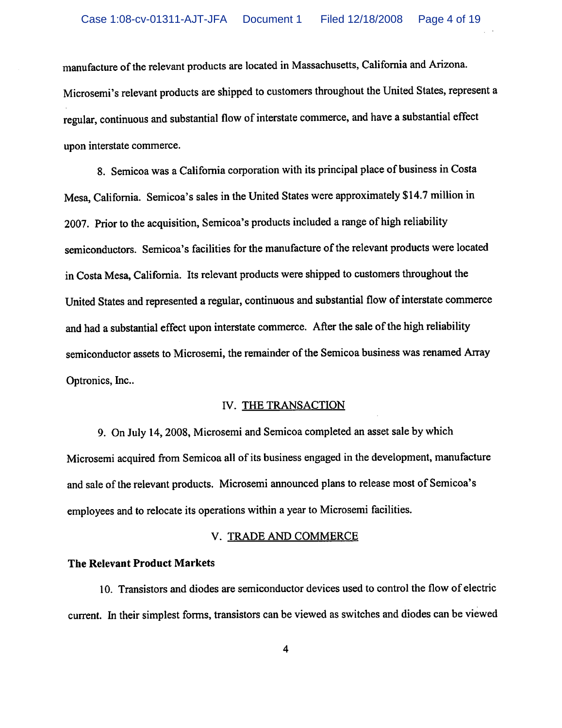manufacture of the relevant products are located in Massachusetts, California and Arizona. Microsemi's relevant products are shipped to customers throughout the United States, represent a regular, continuous and substantial flow of interstate commerce, and have a substantial effect upon interstate commerce.

8. Semicoa was a California corporation with its principal place of business in Costa Mesa, California. Semicoa's sales in the United States were approximately $14.7 million in 2007. Prior to the acquisition, Semicoa's products included a range of high reliability semiconductors. Semicoa's facilities for the manufacture of the relevant products were located in Costa Mesa, California. Its relevant products were shipped to customers throughout the United States and represented a regular, continuous and substantial flow of interstate commerce and had a substantial effect upon interstate commerce. After the sale of the high reliability semiconductor assets to Microsemi, the remainder of the Semicoa business was renamed Array Optronics, Inc..

## IV. THE TRANSACTION

9. On July 14, 2008, Microsemi and Semicoa completed an asset sale by which Microsemi acquired from Semicoa all of its business engaged in the development, manufacture and sale of the relevant products. Microsemi announced plans to release most of Semicoa's employees and to relocate its operations within a year to Microsemi facilities.

## V. TRADE AND COMMERCE

### The Relevant Product Markets

10. Transistors and diodes are semiconductor devices used to control the flow of electric current. In their simplest forms, transistors can be viewed as switches and diodes can be viewed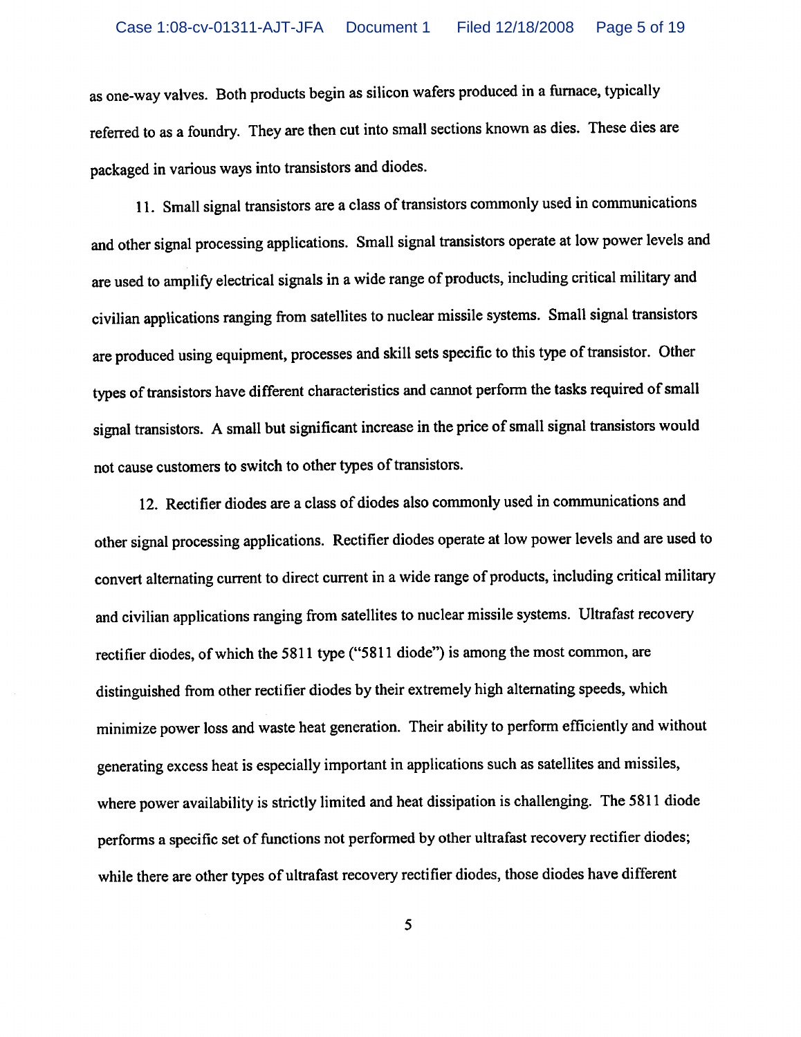as one-way valves. Both products begin as silicon wafers produced in a furnace, typically referred to as a foundry. They are then cut into small sections known as dies. These dies are packaged in various ways into transistors and diodes.

11. Small signal transistors are a class of transistors commonly used in communications and other signal processing applications. Small signal transistors operate at low power levels and are used to amplify electrical signals in a wide range of products, including critical military and civilian applications ranging from satellites to nuclear missile systems. Small signal transistors are produced using equipment, processes and skill sets specific to this type of transistor. Other types of transistors have different characteristics and cannot perform the tasks required of small signal transistors. A small but significant increase in the price of small signal transistors would not cause customers to switch to other types of transistors.

12. Rectifier diodes are a class of diodes also commonly used in communications and other signal processing applications. Rectifier diodes operate at low power levels and are used to convert alternating current to direct current in a wide range of products, including critical military and civilian applications ranging from satellites to nuclear missile systems. Ultrafast recovery rectifier diodes, of which the 5811 type ("5811 diode") is among the most common, are distinguished from other rectifier diodes by their extremely high alternating speeds, which minimize power loss and waste heat generation. Their ability to perform efficiently and without generating excess heat is especially important in applications such as satellites and missiles, where power availability is strictly limited and heat dissipation is challenging. The 5811 diode performs a specific set of functions not performed by other ultrafast recovery rectifier diodes; while there are other types of ultrafast recovery rectifier diodes, those diodes have different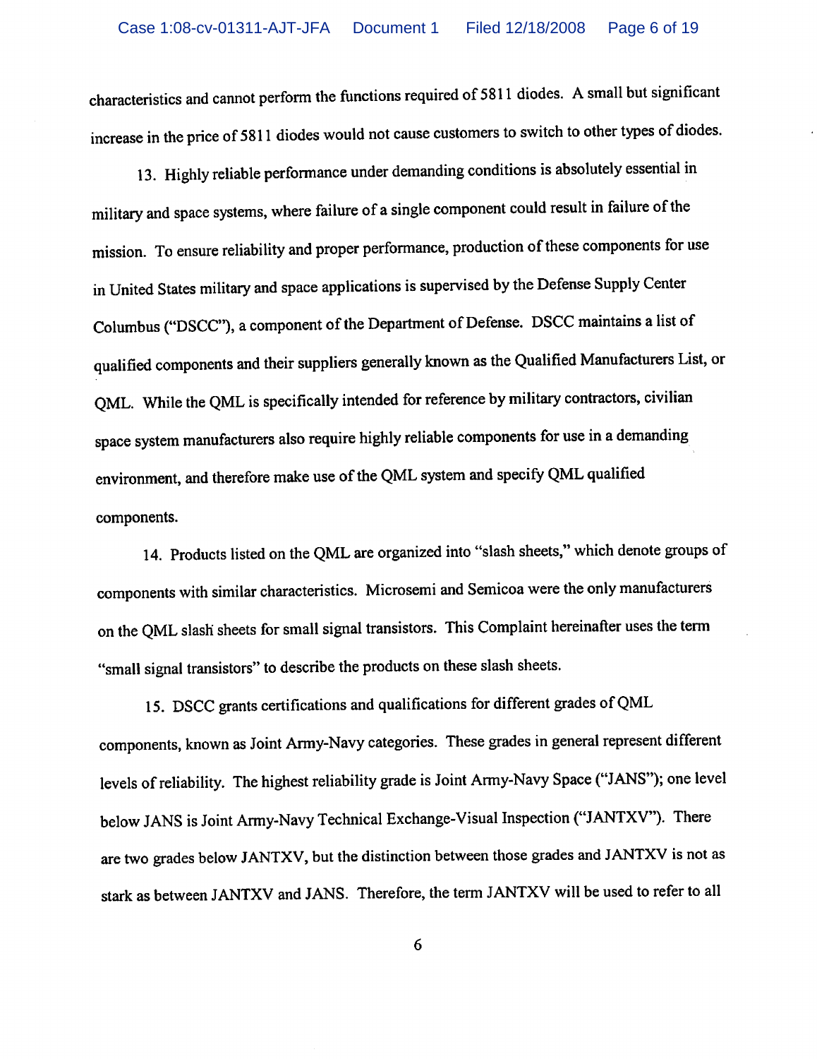characteristics and cannot perform the functions required of 5811 diodes. A small but significant increase in the price of 5811 diodes would not cause customers to switch to other types of diodes.

13. Highly reliable performance under demanding conditions is absolutely essential in military and space systems, where failure of a single component could result in failure of the mission. To ensure reliability and proper performance, production of these components for use in United States military and space applications is supervised by the Defense Supply Center Columbus ("DSCC"), a component of the Department of Defense. DSCC maintains a list of qualified components and their suppliers generally known as the Qualified Manufacturers List, or QML. While the QML is specifically intended for reference by military contractors, civilian space system manufacturers also require highly reliable components for use in a demanding environment, and therefore make use of the QML system and specify QML qualified components.

14. Products listed on the QML are organized into "slash sheets," which denote groups of components with similar characteristics. Microsemi and Semicoa were the only manufacturers on the QML slash sheets for small signal transistors. This Complaint hereinafter uses the term "small signal transistors" to describe the products on these slash sheets.

15. DSCC grants certifications and qualifications for different grades of QML components, known as Joint Army-Navy categories. These grades in general represent different levels of reliability. The highest reliability grade is Joint Army-Navy Space ("JANS"); one level below JANS is Joint Army-Navy Technical Exchange-Visual Inspection ("JANTXV"). There are two grades below JANTXV, but the distinction between those grades and JANTXV is not as stark as between JANTXV and JANS. Therefore, the term JANTXV will be used to refer to all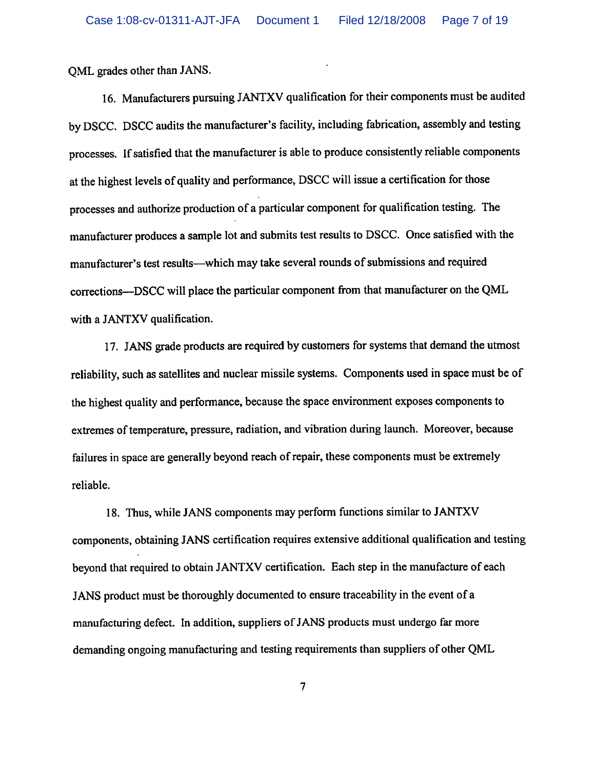QML grades other than JANS.

16. Manufacturers pursuing JANTXV qualification for their components must be audited by DSCC. DSCC audits the manufacturer's facility, including fabrication, assembly and testing processes. If satisfied that the manufacturer is able to produce consistently reliable components at the highest levels of quality and performance, DSCC will issue a certification for those processes and authorize production of a particular component for qualification testing. The manufacturer produces a sample lot and submits test results to DSCC. Once satisfied with the manufacturer's test results—which may take several rounds of submissions and required corrections—DSCC will place the particular component from that manufacturer on the QML with a JANTXV qualification.

17. JANS grade products are required by customers for systems that demand the utmost reliability, such as satellites and nuclear missile systems. Components used in space must be of the highest quality and performance, because the space environment exposes components to extremes of temperature, pressure, radiation, and vibration during launch. Moreover, because failures in space are generally beyond reach of repair, these components must be extremely reliable.

18. Thus, while JANS components may perform functions similar to JANTXV components, obtaining JANS certification requires extensive additional qualification and testing beyond that required to obtain JANTXV certification. Each step in the manufacture of each JANS product must be thoroughly documented to ensure traceability in the event of a manufacturing defect. In addition, suppliers of JANS products must undergo far more demanding ongoing manufacturing and testing requirements than suppliers of other QML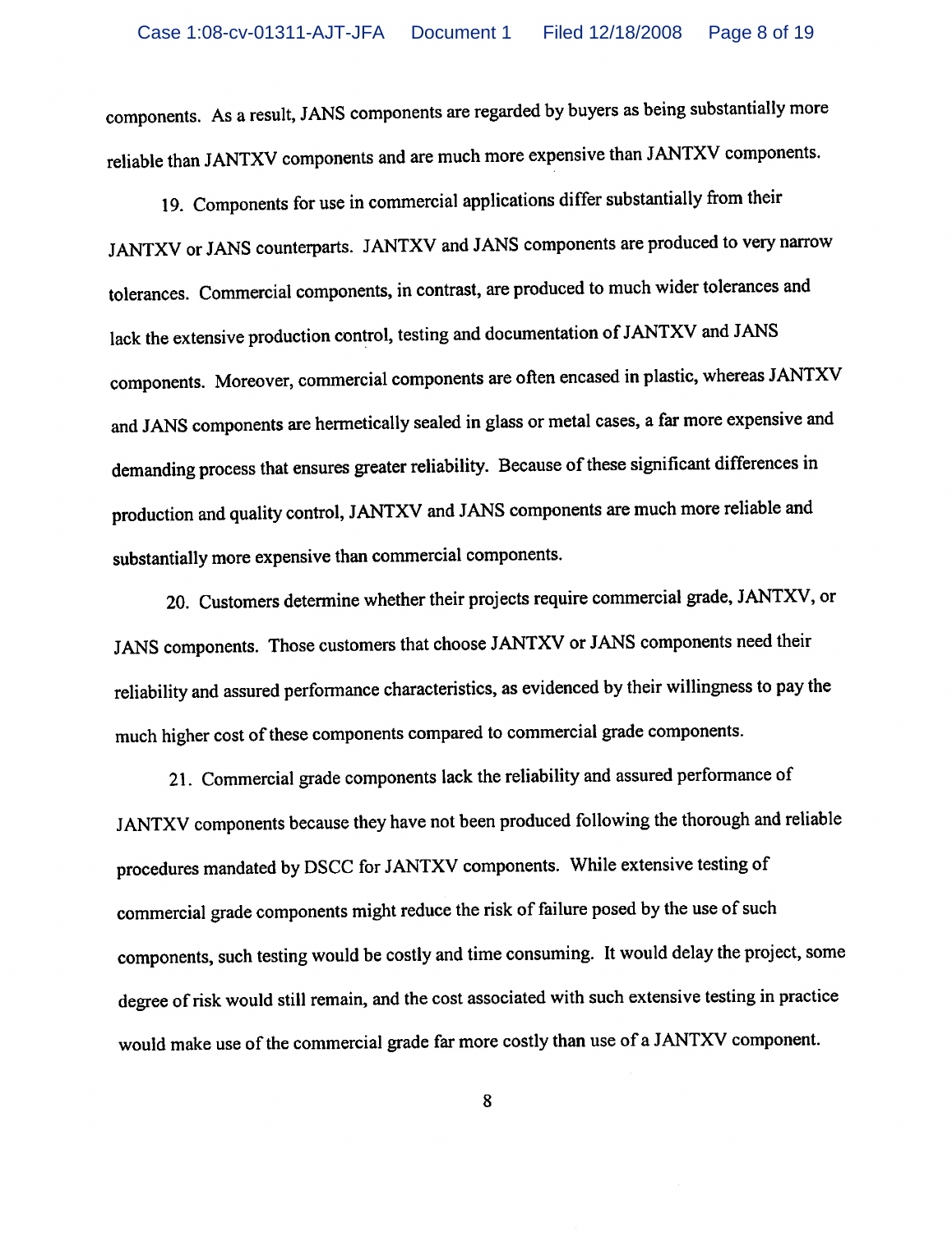components. As a result, JANS components are regarded by buyers as being substantially more reliable than JANTXV components and are much more expensive than JANTXV components.

19. Components for use in commercial applications differ substantially from their JANTXV or JANS counterparts. JANTXV and JANS components are produced to very narrow tolerances. Commercial components, in contrast, are produced to much wider tolerances and lack the extensive production control, testing and documentation of JANTXV and JANS components. Moreover, commercial components are often encased in plastic, whereas JANTXV and JANS components are hermetically sealed in glass or metal cases, a far more expensive and demanding process that ensures greater reliability. Because of these significant differences in production and quality control, JANTXV and JANS components are much more reliable and substantially more expensive than commercial components.

20. Customers determine whether their projects require commercial grade, JANTXV, or JANS components. Those customers that choose JANTXV or JANS components need their reliability and assured performance characteristics, as evidenced by their willingness to pay the much higher cost of these components compared to commercial grade components.

21. Commercial grade components lack the reliability and assured performance of JANTXV components because they have not been produced following the thorough and reliable procedures mandated by DSCC for JANTXV components. While extensive testing of commercial grade components might reduce the risk of failure posed by the use of such components, such testing would be costly and time consuming. It would delay the project, some degree of risk would still remain, and the cost associated with such extensive testing in practice would make use of the commercial grade far more costly than use of a JANTXV component.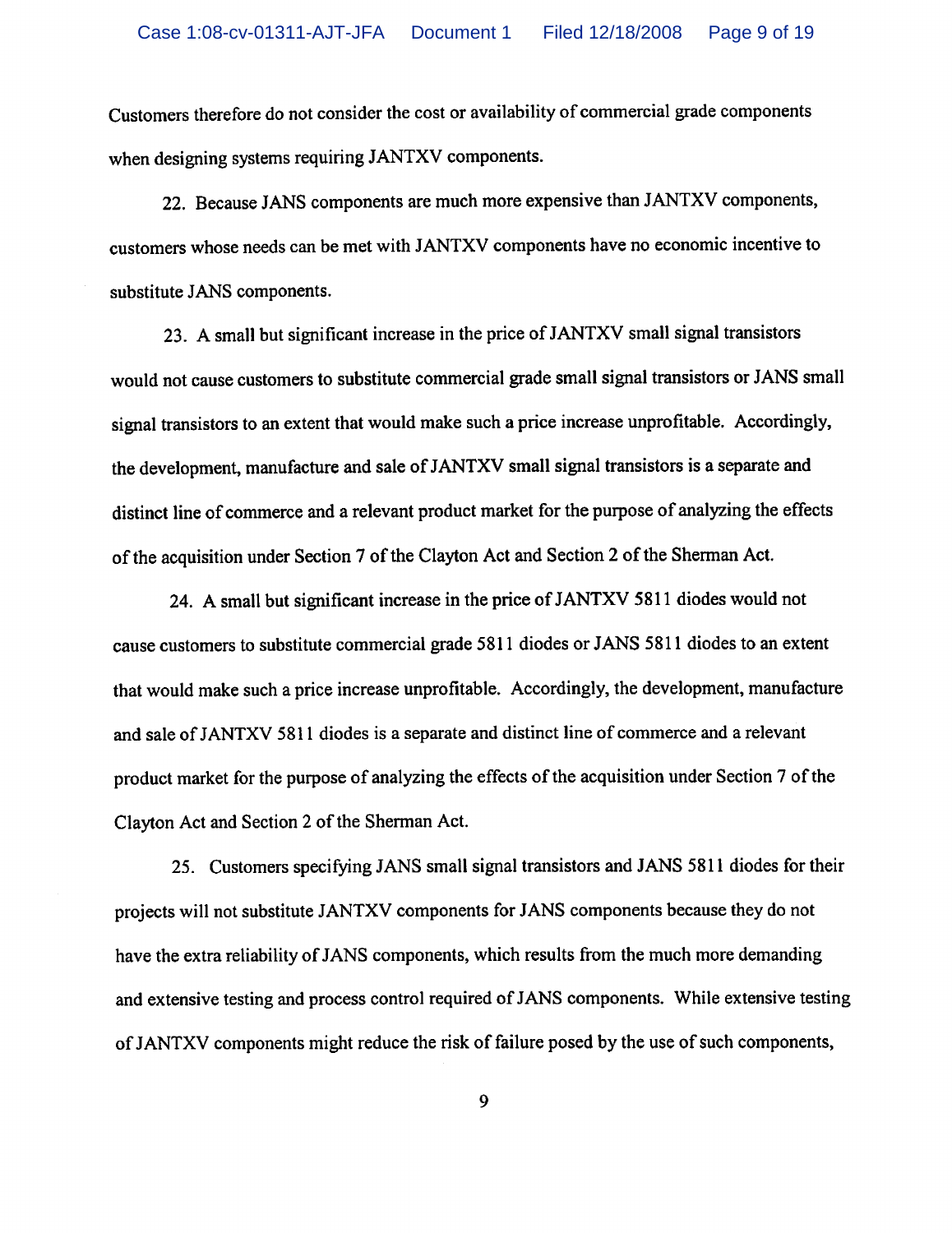Customers therefore do not consider the cost or availability of commercial grade components when designing systems requiring JANTXV components.

22. Because JANS components are much more expensive than JANTXV components, customers whose needs can be met with JANTXV components have no economic incentive to substitute JANS components.

23. A small but significant increase in the price of JANTXV small signal transistors would not cause customers to substitute commercial grade small signal transistors or JANS small signal transistors to an extent that would make such a price increase unprofitable. Accordingly, the development, manufacture and sale of JANTXV small signal transistors is a separate and distinct line of commerce and a relevant product market for the purpose of analyzing the effects of the acquisition under Section 7 of the Clayton Act and Section 2 of the Sherman Act.

24. A small but significant increase in the price of JANTXV 5811 diodes would not cause customers to substitute commercial grade 5811 diodes or JANS 5811 diodes to an extent that would make such a price increase unprofitable. Accordingly, the development, manufacture and sale of JANTXV 5811 diodes is a separate and distinct line of commerce and a relevant product market for the purpose of analyzing the effects of the acquisition under Section 7 of the Clayton Act and Section 2 of the Sherman Act.

25. Customers specifying JANS small signal transistors and JANS 5811 diodes for their projects will not substitute JANTXV components for JANS components because they do not have the extra reliability of JANS components, which results from the much more demanding and extensive testing and process control required of JANS components. While extensive testing of JANTXV components might reduce the risk of failure posed by the use of such components,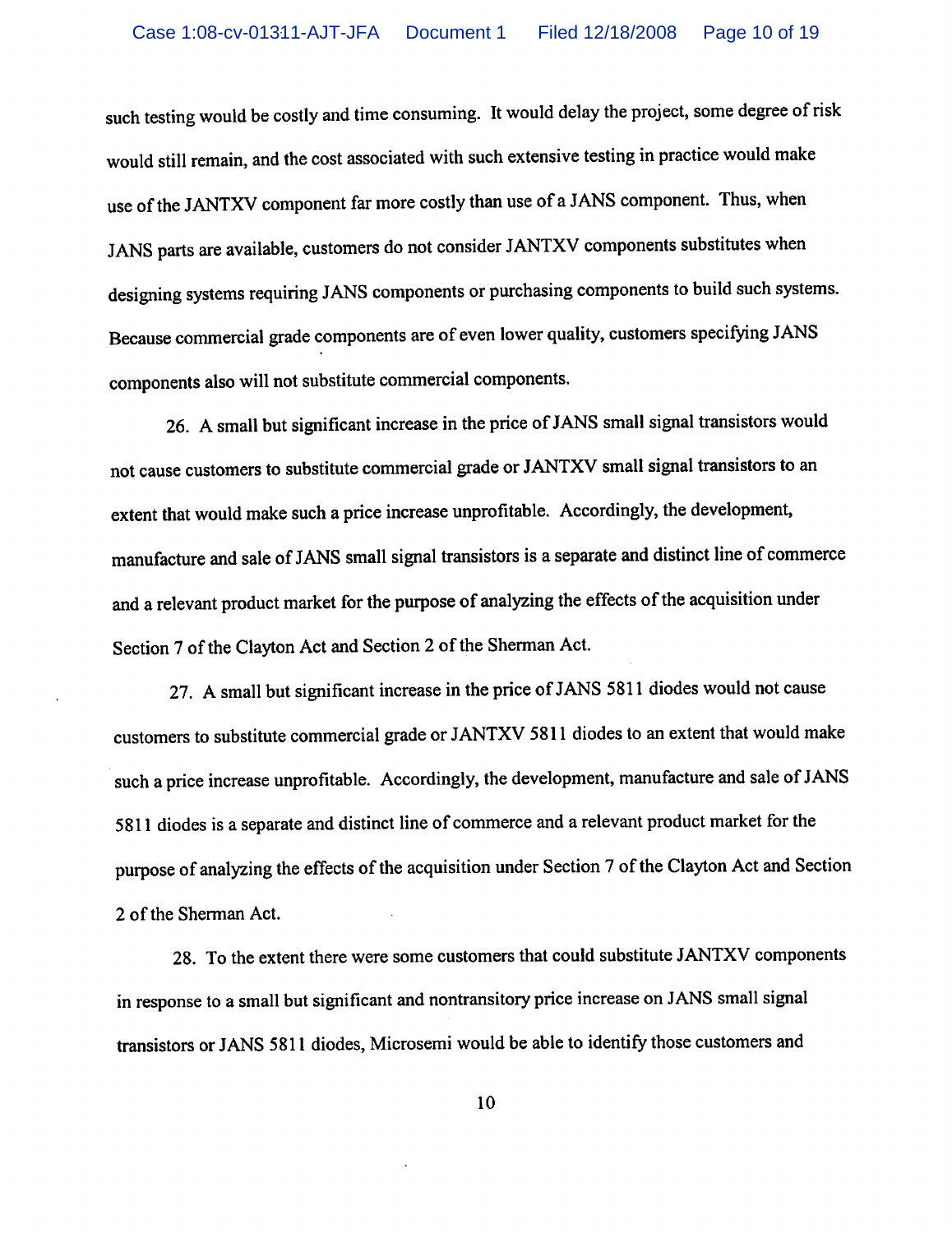such testing would be costly and time consuming. It would delay the project, some degree of risk would still remain, and the cost associated with such extensive testing in practice would make use of the JANTXV component far more costly than use of a JANS component. Thus, when JANS parts are available, customers do not consider JANTXV components substitutes when designing systems requiring JANS components or purchasing components to build such systems. Because commercial grade components are of even lower quality, customers specifying JANS components also will not substitute commercial components.

26. A small but significant increase in the price of JANS small signal transistors would not cause customers to substitute commercial grade or JANTXV small signal transistors to an extent that would make such a price increase unprofitable. Accordingly, the development, manufacture and sale of JANS small signal transistors is a separate and distinct line of commerce and a relevant product market for the purpose of analyzing the effects of the acquisition under Section 7 of the Clayton Act and Section 2 of the Sherman Act.

27. A small but significant increase in the price of JANS 5811 diodes would not cause customers to substitute commercial grade or JANTXV 5811 diodes to an extent that would make such a price increase unprofitable. Accordingly, the development, manufacture and sale of JANS 5811 diodes is a separate and distinct line of commerce and a relevant product market for the purpose of analyzing the effects of the acquisition under Section 7 of the Clayton Act and Section 2 of the Sherman Act.

28. To the extent there were some customers that could substitute JANTXV components in response to a small but significant and nontransitory price increase on JANS small signal transistors or JANS 5811 diodes, Microsemi would be able to identify those customers and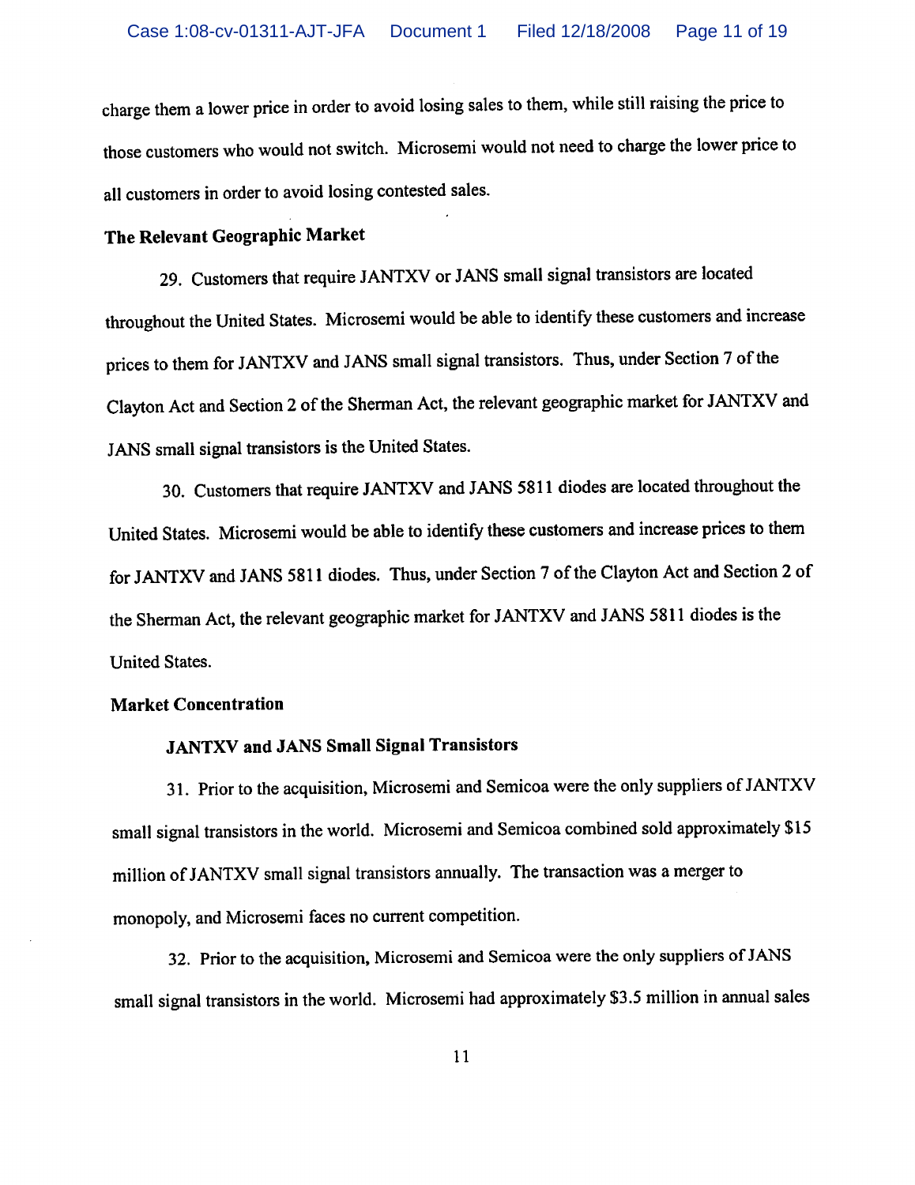charge them a lower price in order to avoid losing sales to them, while still raising the price to those customers who would not switch. Microsemi would not need to charge the lower price to all customers in order to avoid losing contested sales.

**The Relevant Geographic Market**

29. Customers that require JANTXV or JANS small signal transistors are located throughout the United States. Microsemi would be able to identify these customers and increase prices to them for JANTXV and JANS small signal transistors. Thus, under Section 7 of the Clayton Act and Section 2 of the Sherman Act, the relevant geographic market for JANTXV and JANS small signal transistors is the United States.

30. Customers that require JANTXV and JANS 5811 diodes are located throughout the United States. Microsemi would be able to identify these customers and increase prices to them for JANTXV and JANS 5811 diodes. Thus, under Section 7 of the Clayton Act and Section 2 of the Sherman Act, the relevant geographic market for JANTXV and JANS 5811 diodes is the United States.

**Market Concentration**

**JANTXV and JANS Small Signal Transistors**

31. Prior to the acquisition, Microsemi and Semicoa were the only suppliers of JANTXV small signal transistors in the world. Microsemi and Semicoa combined sold approximately $15 million of JANTXV small signal transistors annually. The transaction was a merger to monopoly, and Microsemi faces no current competition.

32. Prior to the acquisition, Microsemi and Semicoa were the only suppliers of JANS small signal transistors in the world. Microsemi had approximately $3.5 million in annual sales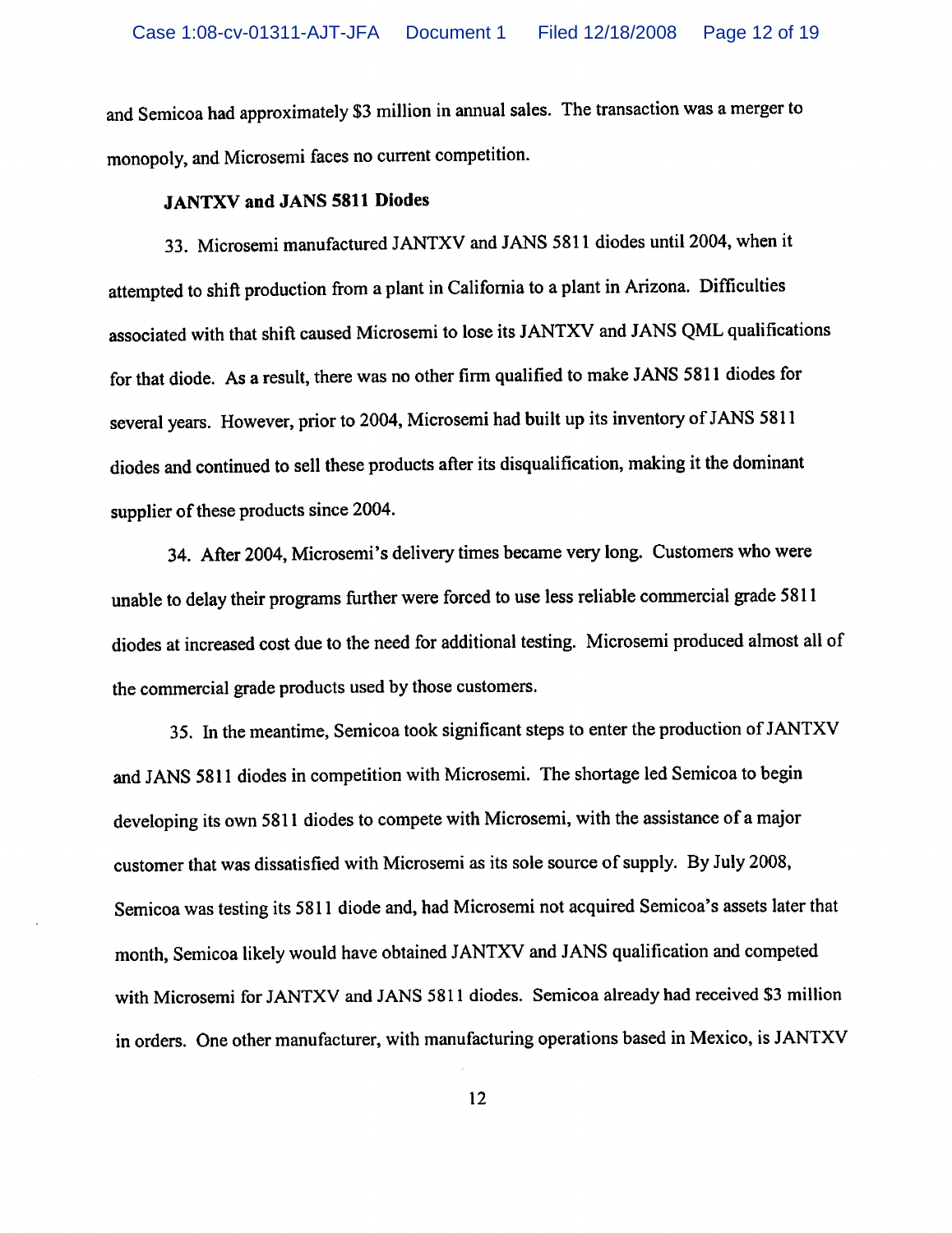and Semicoa had approximately $3 million in annual sales. The transaction was a merger to monopoly, and Microsemi faces no current competition.

### JANTXV and JANS 5811 Diodes

33. Microsemi manufactured JANTXV and JANS 5811 diodes until 2004, when it attempted to shift production from a plant in California to a plant in Arizona. Difficulties associated with that shift caused Microsemi to lose its JANTXV and JANS QML qualifications for that diode. As a result, there was no other firm qualified to make JANS 5811 diodes for several years. However, prior to 2004, Microsemi had built up its inventory of JANS 5811 diodes and continued to sell these products after its disqualification, making it the dominant supplier of these products since 2004.

34. After 2004, Microsemi's delivery times became very long. Customers who were unable to delay their programs further were forced to use less reliable commercial grade 5811 diodes at increased cost due to the need for additional testing. Microsemi produced almost all of the commercial grade products used by those customers.

35. In the meantime, Semicoa took significant steps to enter the production of JANTXV and JANS 5811 diodes in competition with Microsemi. The shortage led Semicoa to begin developing its own 5811 diodes to compete with Microsemi, with the assistance of a major customer that was dissatisfied with Microsemi as its sole source of supply. By July 2008, Semicoa was testing its 5811 diode and, had Microsemi not acquired Semicoa's assets later that month, Semicoa likely would have obtained JANTXV and JANS qualification and competed with Microsemi for JANTXV and JANS 5811 diodes. Semicoa already had received $3 million in orders. One other manufacturer, with manufacturing operations based in Mexico, is JANTXV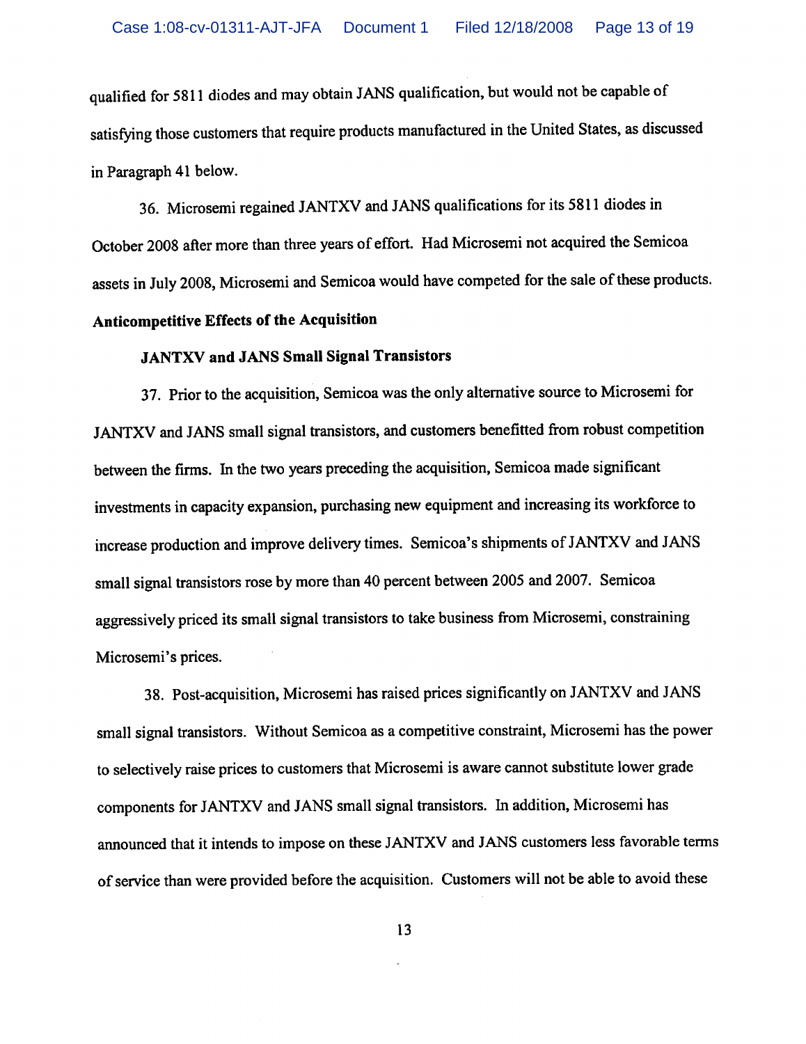qualified for 5811 diodes and may obtain JANS qualification, but would not be capable of satisfying those customers that require products manufactured in the United States, as discussed in Paragraph 41 below.

36. Microsemi regained JANTXV and JANS qualifications for its 5811 diodes in October 2008 after more than three years of effort. Had Microsemi not acquired the Semicoa assets in July 2008, Microsemi and Semicoa would have competed for the sale of these products.

**Anticompetitive Effects of the Acquisition**

**JANTXV and JANS Small Signal Transistors**

37. Prior to the acquisition, Semicoa was the only alternative source to Microsemi for JANTXV and JANS small signal transistors, and customers benefitted from robust competition between the firms. In the two years preceding the acquisition, Semicoa made significant investments in capacity expansion, purchasing new equipment and increasing its workforce to increase production and improve delivery times. Semicoa's shipments of JANTXV and JANS small signal transistors rose by more than 40 percent between 2005 and 2007. Semicoa aggressively priced its small signal transistors to take business from Microsemi, constraining Microsemi's prices.

38. Post-acquisition, Microsemi has raised prices significantly on JANTXV and JANS small signal transistors. Without Semicoa as a competitive constraint, Microsemi has the power to selectively raise prices to customers that Microsemi is aware cannot substitute lower grade components for JANTXV and JANS small signal transistors. In addition, Microsemi has announced that it intends to impose on these JANTXV and JANS customers less favorable terms of service than were provided before the acquisition. Customers will not be able to avoid these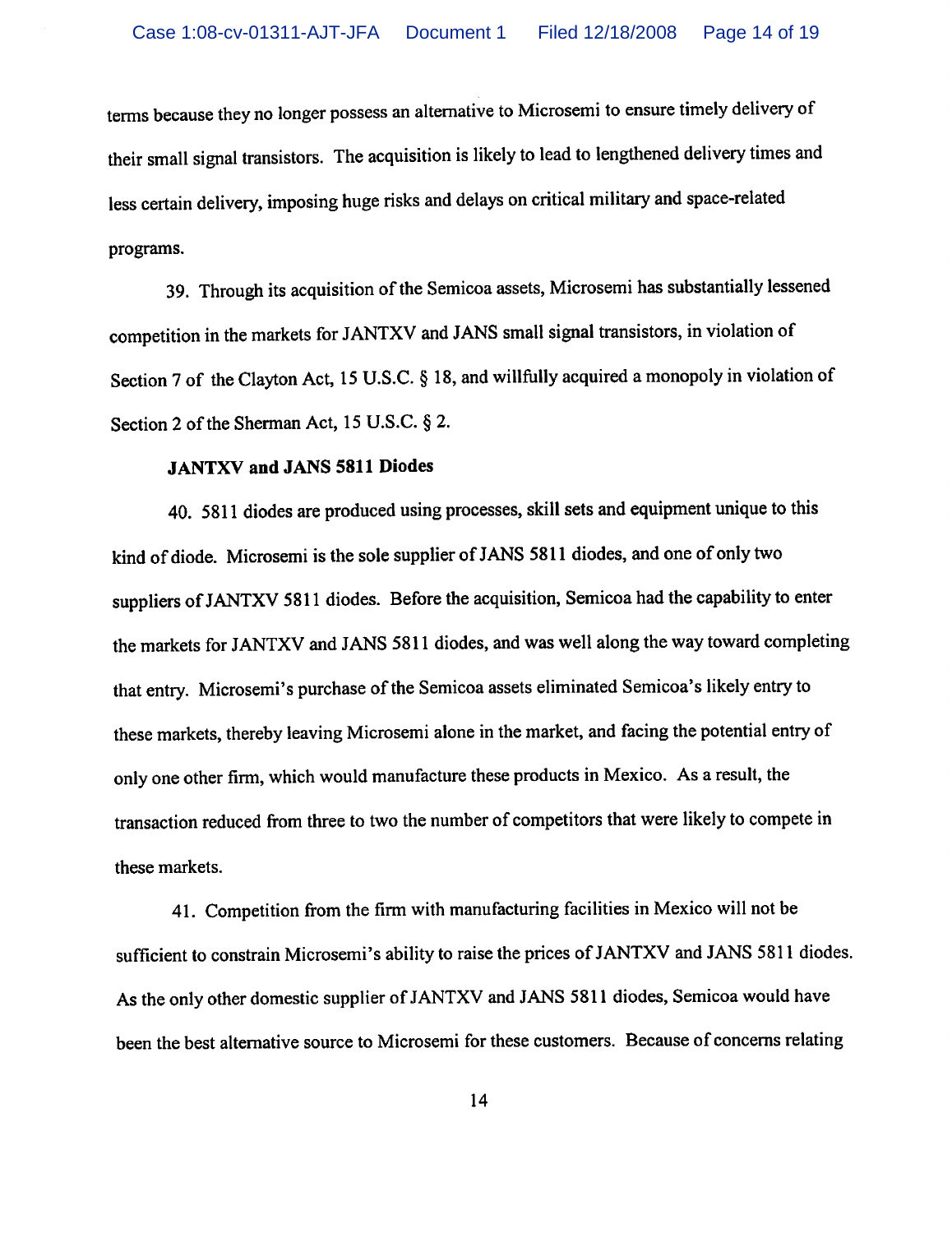terms because they no longer possess an alternative to Microsemi to ensure timely delivery of their small signal transistors. The acquisition is likely to lead to lengthened delivery times and less certain delivery, imposing huge risks and delays on critical military and space-related programs.

39. Through its acquisition of the Semicoa assets, Microsemi has substantially lessened competition in the markets for JANTXV and JANS small signal transistors, in violation of Section 7 of the Clayton Act, 15 U.S.C. § 18, and willfully acquired a monopoly in violation of Section 2 of the Sherman Act, 15 U.S.C. § 2.

**JANTXV and JANS 5811 Diodes**

40. 5811 diodes are produced using processes, skill sets and equipment unique to this kind of diode. Microsemi is the sole supplier of JANS 5811 diodes, and one of only two suppliers of JANTXV 5811 diodes. Before the acquisition, Semicoa had the capability to enter the markets for JANTXV and JANS 5811 diodes, and was well along the way toward completing that entry. Microsemi's purchase of the Semicoa assets eliminated Semicoa's likely entry to these markets, thereby leaving Microsemi alone in the market, and facing the potential entry of only one other firm, which would manufacture these products in Mexico. As a result, the transaction reduced from three to two the number of competitors that were likely to compete in these markets.

41. Competition from the firm with manufacturing facilities in Mexico will not be sufficient to constrain Microsemi's ability to raise the prices of JANTXV and JANS 5811 diodes. As the only other domestic supplier of JANTXV and JANS 5811 diodes, Semicoa would have been the best alternative source to Microsemi for these customers. Because of concerns relating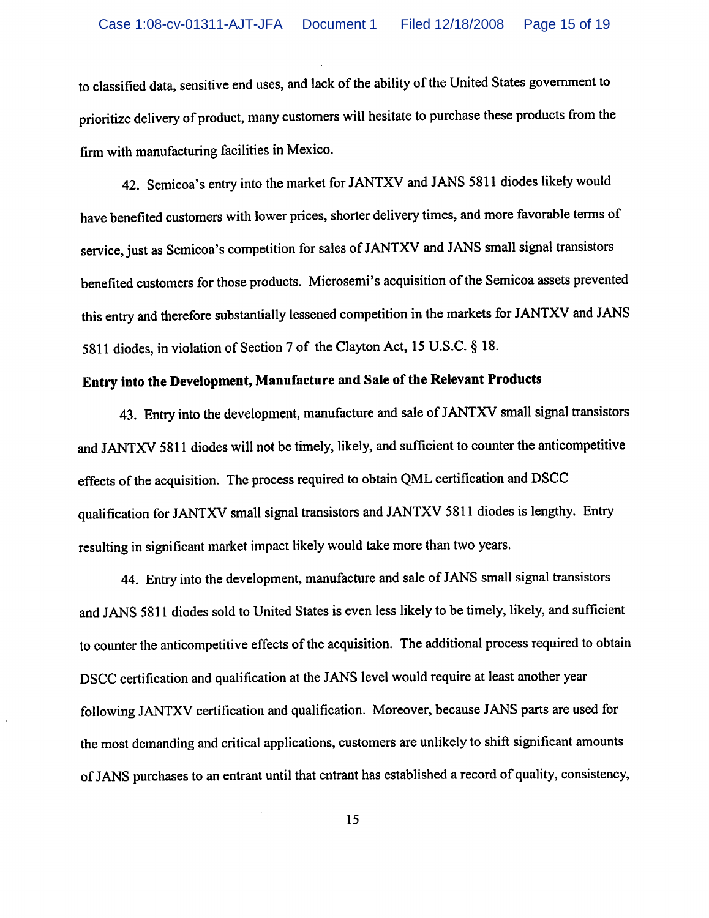to classified data, sensitive end uses, and lack of the ability of the United States government to prioritize delivery of product, many customers will hesitate to purchase these products from the firm with manufacturing facilities in Mexico.

42. Semicoa's entry into the market for JANTXV and JANS 5811 diodes likely would have benefited customers with lower prices, shorter delivery times, and more favorable terms of service, just as Semicoa's competition for sales of JANTXV and JANS small signal transistors benefited customers for those products. Microsemi's acquisition of the Semicoa assets prevented this entry and therefore substantially lessened competition in the markets for JANTXV and JANS 5811 diodes, in violation of Section 7 of the Clayton Act, 15 U.S.C. § 18.

**Entry into the Development, Manufacture and Sale of the Relevant Products**

43. Entry into the development, manufacture and sale of JANTXV small signal transistors and JANTXV 5811 diodes will not be timely, likely, and sufficient to counter the anticompetitive effects of the acquisition. The process required to obtain QML certification and DSCC qualification for JANTXV small signal transistors and JANTXV 5811 diodes is lengthy. Entry resulting in significant market impact likely would take more than two years.

44. Entry into the development, manufacture and sale of JANS small signal transistors and JANS 5811 diodes sold to United States is even less likely to be timely, likely, and sufficient to counter the anticompetitive effects of the acquisition. The additional process required to obtain DSCC certification and qualification at the JANS level would require at least another year following JANTXV certification and qualification. Moreover, because JANS parts are used for the most demanding and critical applications, customers are unlikely to shift significant amounts of JANS purchases to an entrant until that entrant has established a record of quality, consistency,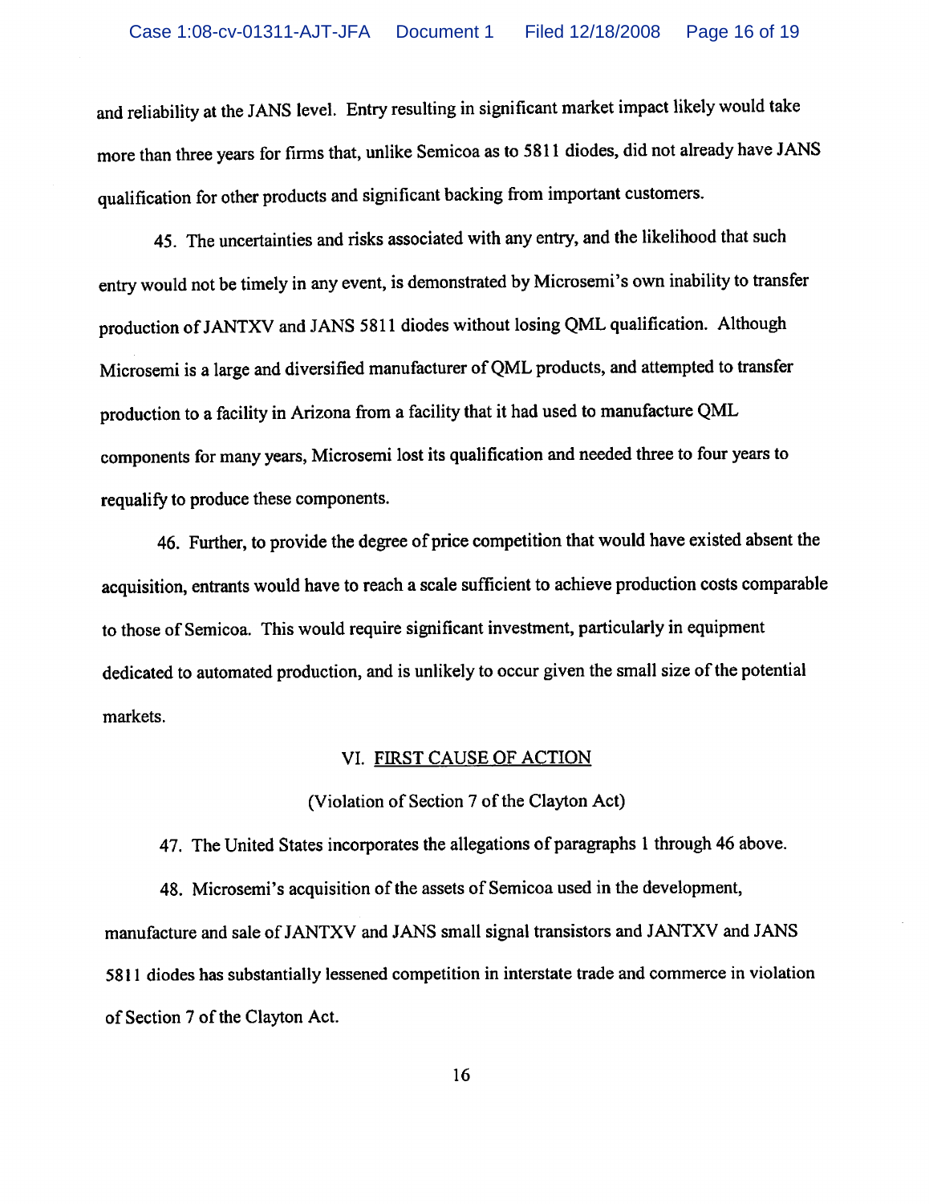and reliability at the JANS level. Entry resulting in significant market impact likely would take more than three years for firms that, unlike Semicoa as to 5811 diodes, did not already have JANS qualification for other products and significant backing from important customers.

45. The uncertainties and risks associated with any entry, and the likelihood that such entry would not be timely in any event, is demonstrated by Microsemi's own inability to transfer production of JANTXV and JANS 5811 diodes without losing QML qualification. Although Microsemi is a large and diversified manufacturer of QML products, and attempted to transfer production to a facility in Arizona from a facility that it had used to manufacture QML components for many years, Microsemi lost its qualification and needed three to four years to requalify to produce these components.

46. Further, to provide the degree of price competition that would have existed absent the acquisition, entrants would have to reach a scale sufficient to achieve production costs comparable to those of Semicoa. This would require significant investment, particularly in equipment dedicated to automated production, and is unlikely to occur given the small size of the potential markets.

## VI. FIRST CAUSE OF ACTION

(Violation of Section 7 of the Clayton Act)

47. The United States incorporates the allegations of paragraphs 1 through 46 above.

48. Microsemi's acquisition of the assets of Semicoa used in the development, manufacture and sale of JANTXV and JANS small signal transistors and JANTXV and JANS 5811 diodes has substantially lessened competition in interstate trade and commerce in violation of Section 7 of the Clayton Act.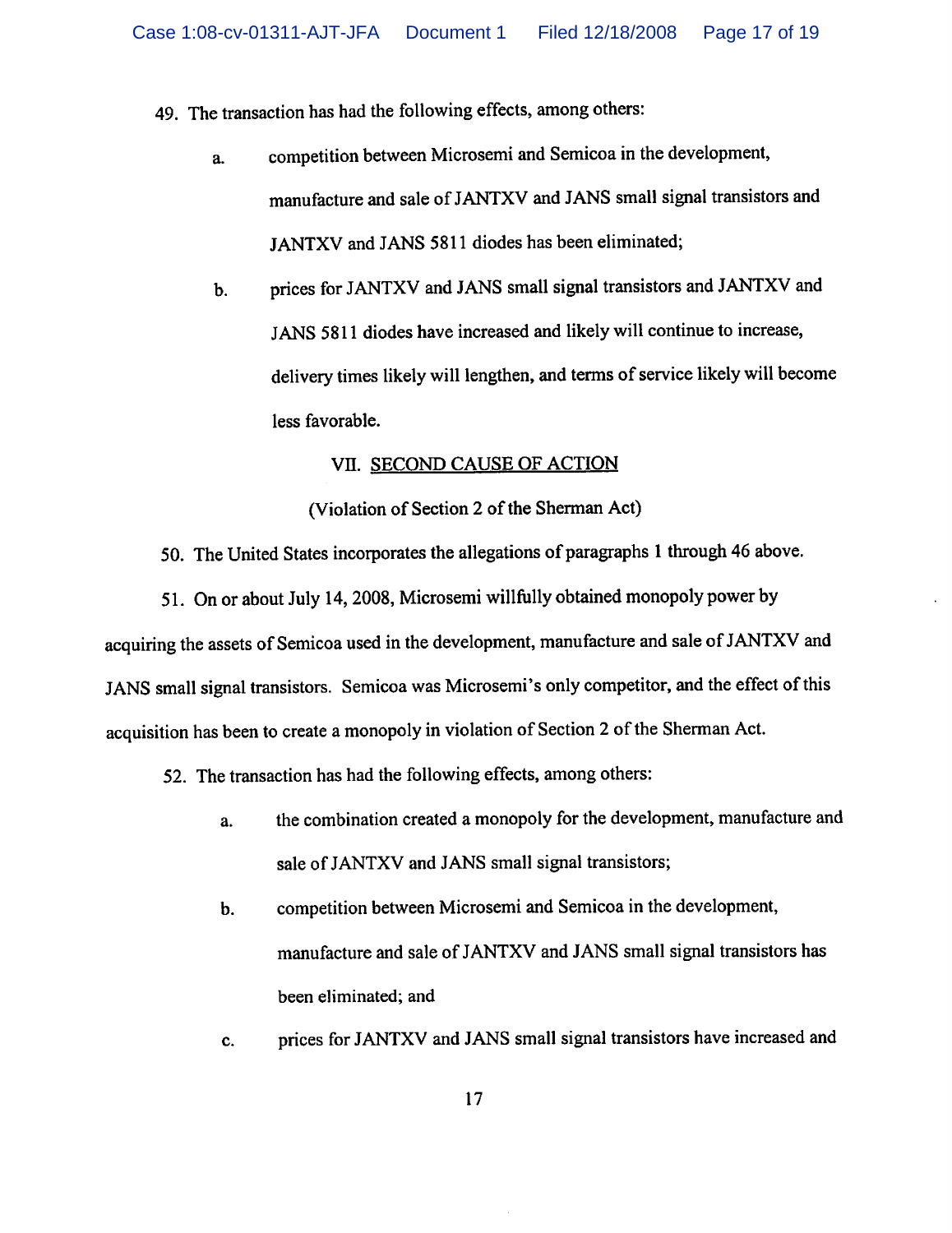49. The transaction has had the following effects, among others:

    a. competition between Microsemi and Semicoa in the development, manufacture and sale of JANTXV and JANS small signal transistors and JANTXV and JANS 5811 diodes has been eliminated;

    b. prices for JANTXV and JANS small signal transistors and JANTXV and JANS 5811 diodes have increased and likely will continue to increase, delivery times likely will lengthen, and terms of service likely will become less favorable.

## VII. SECOND CAUSE OF ACTION

(Violation of Section 2 of the Sherman Act)

50. The United States incorporates the allegations of paragraphs 1 through 46 above.

51. On or about July 14, 2008, Microsemi willfully obtained monopoly power by acquiring the assets of Semicoa used in the development, manufacture and sale of JANTXV and JANS small signal transistors. Semicoa was Microsemi's only competitor, and the effect of this acquisition has been to create a monopoly in violation of Section 2 of the Sherman Act.

52. The transaction has had the following effects, among others:

    a. the combination created a monopoly for the development, manufacture and sale of JANTXV and JANS small signal transistors;

    b. competition between Microsemi and Semicoa in the development, manufacture and sale of JANTXV and JANS small signal transistors has been eliminated; and

    c. prices for JANTXV and JANS small signal transistors have increased and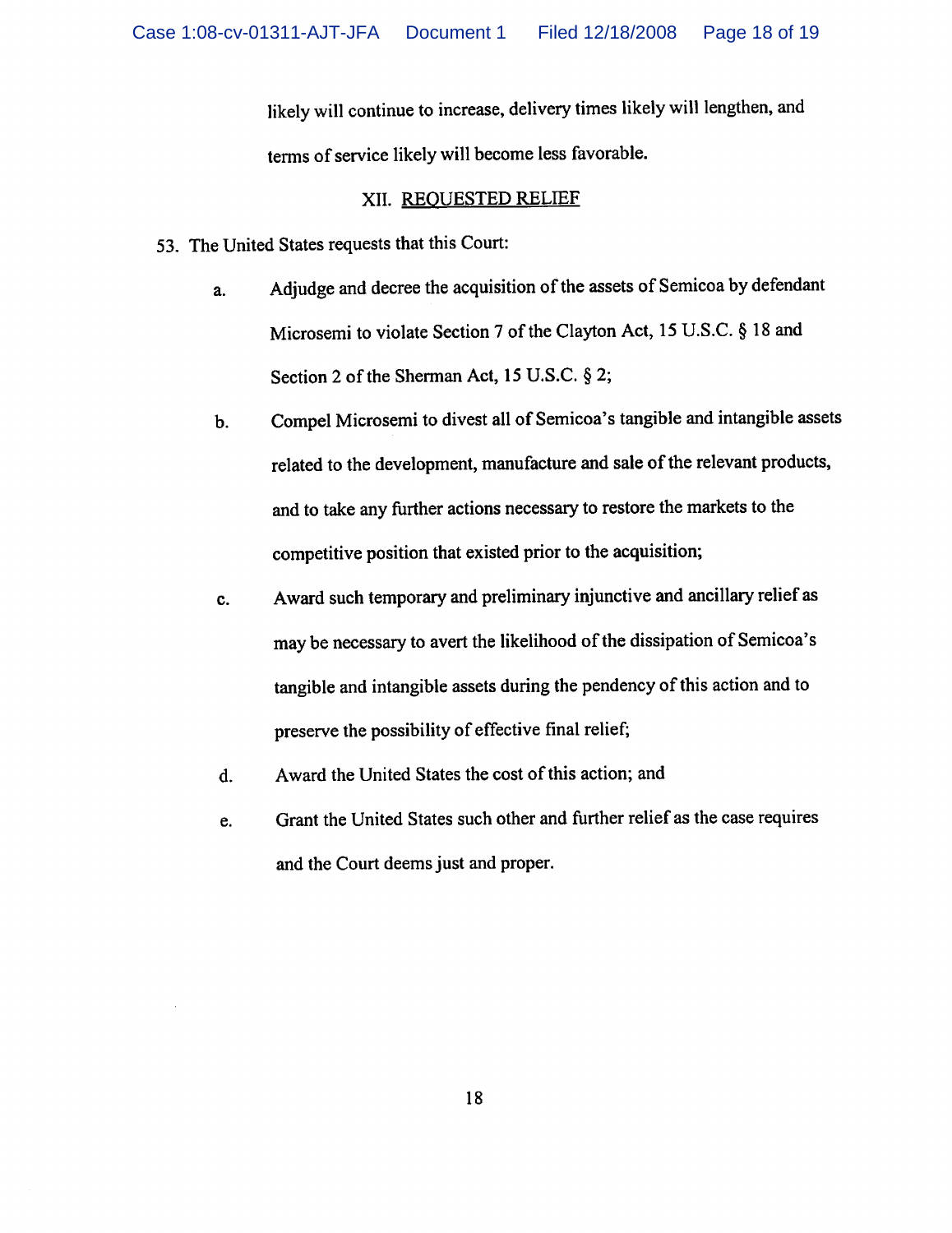likely will continue to increase, delivery times likely will lengthen, and terms of service likely will become less favorable.

## XII. REQUESTED RELIEF

53. The United States requests that this Court:

a. Adjudge and decree the acquisition of the assets of Semicoa by defendant Microsemi to violate Section 7 of the Clayton Act, 15 U.S.C. § 18 and Section 2 of the Sherman Act, 15 U.S.C. § 2;

b. Compel Microsemi to divest all of Semicoa's tangible and intangible assets related to the development, manufacture and sale of the relevant products, and to take any further actions necessary to restore the markets to the competitive position that existed prior to the acquisition;

c. Award such temporary and preliminary injunctive and ancillary relief as may be necessary to avert the likelihood of the dissipation of Semicoa's tangible and intangible assets during the pendency of this action and to preserve the possibility of effective final relief;

d. Award the United States the cost of this action; and

e. Grant the United States such other and further relief as the case requires and the Court deems just and proper.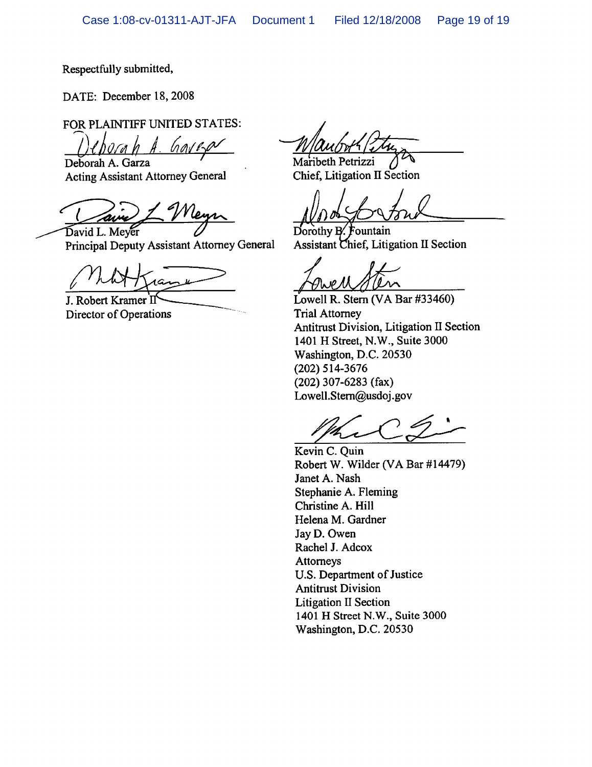Respectfully submitted,

DATE: December 18, 2008

FOR PLAINTIFF UNITED STATES:

Deborah A. Garza
Acting Assistant Attorney General

David L. Meyer
Principal Deputy Assistant Attorney General

J. Robert Kramer II
Director of Operations

Maribeth Petrizzi
Chief, Litigation II Section

Dorothy B. Fountain
Assistant Chief, Litigation II Section

Lowell R. Stern (VA Bar #33460)
Trial Attorney
Antitrust Division, Litigation II Section
1401 H Street, N.W., Suite 3000
Washington, D.C. 20530
(202) 514-3676
(202) 307-6283 (fax)
Lowell.Stern@usdoj.gov

Kevin C. Quin
Robert W. Wilder (VA Bar #14479)
Janet A. Nash
Stephanie A. Fleming
Christine A. Hill
Helena M. Gardner
Jay D. Owen
Rachel J. Adcox
Attorneys
U.S. Department of Justice
Antitrust Division
Litigation II Section
1401 H Street N.W., Suite 3000
Washington, D.C. 20530